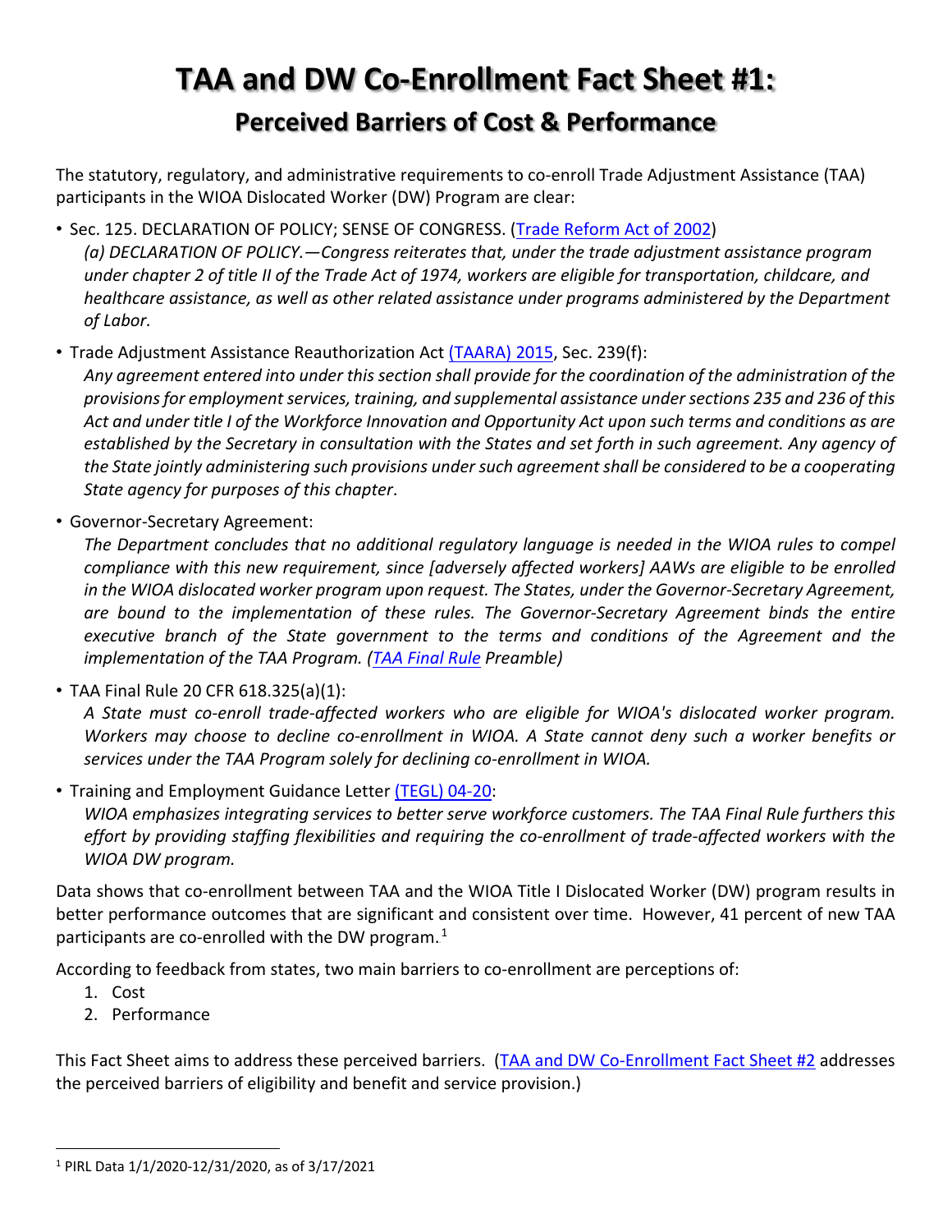# TAA and DW Co-Enrollment Fact Sheet #1:

## Perceived Barriers of Cost & Performance

The statutory, regulatory, and administrative requirements to co-enroll Trade Adjustment Assistance (TAA) participants in the WIOA Dislocated Worker (DW) Program are clear:

- Sec. 125. DECLARATION OF POLICY; SENSE OF CONGRESS. (Trade Reform Act of 2002)
  *(a) DECLARATION OF POLICY.—Congress reiterates that, under the trade adjustment assistance program under chapter 2 of title II of the Trade Act of 1974, workers are eligible for transportation, childcare, and healthcare assistance, as well as other related assistance under programs administered by the Department of Labor.*
- Trade Adjustment Assistance Reauthorization Act (TAARA) 2015, Sec. 239(f):
  *Any agreement entered into under this section shall provide for the coordination of the administration of the provisions for employment services, training, and supplemental assistance under sections 235 and 236 of this Act and under title I of the Workforce Innovation and Opportunity Act upon such terms and conditions as are established by the Secretary in consultation with the States and set forth in such agreement. Any agency of the State jointly administering such provisions under such agreement shall be considered to be a cooperating State agency for purposes of this chapter*.
- Governor-Secretary Agreement:
  *The Department concludes that no additional regulatory language is needed in the WIOA rules to compel compliance with this new requirement, since [adversely affected workers] AAWs are eligible to be enrolled in the WIOA dislocated worker program upon request. The States, under the Governor-Secretary Agreement, are bound to the implementation of these rules. The Governor-Secretary Agreement binds the entire executive branch of the State government to the terms and conditions of the Agreement and the implementation of the TAA Program. (TAA Final Rule Preamble)*
- TAA Final Rule 20 CFR 618.325(a)(1):
  *A State must co-enroll trade-affected workers who are eligible for WIOA's dislocated worker program. Workers may choose to decline co-enrollment in WIOA. A State cannot deny such a worker benefits or services under the TAA Program solely for declining co-enrollment in WIOA.*
- Training and Employment Guidance Letter (TEGL) 04-20:
  *WIOA emphasizes integrating services to better serve workforce customers. The TAA Final Rule furthers this effort by providing staffing flexibilities and requiring the co-enrollment of trade-affected workers with the WIOA DW program.*

Data shows that co-enrollment between TAA and the WIOA Title I Dislocated Worker (DW) program results in better performance outcomes that are significant and consistent over time. However, 41 percent of new TAA participants are co-enrolled with the DW program.[1]

According to feedback from states, two main barriers to co-enrollment are perceptions of:

1. Cost
2. Performance

This Fact Sheet aims to address these perceived barriers. (TAA and DW Co-Enrollment Fact Sheet #2 addresses the perceived barriers of eligibility and benefit and service provision.)

[1] PIRL Data 1/1/2020-12/31/2020, as of 3/17/2021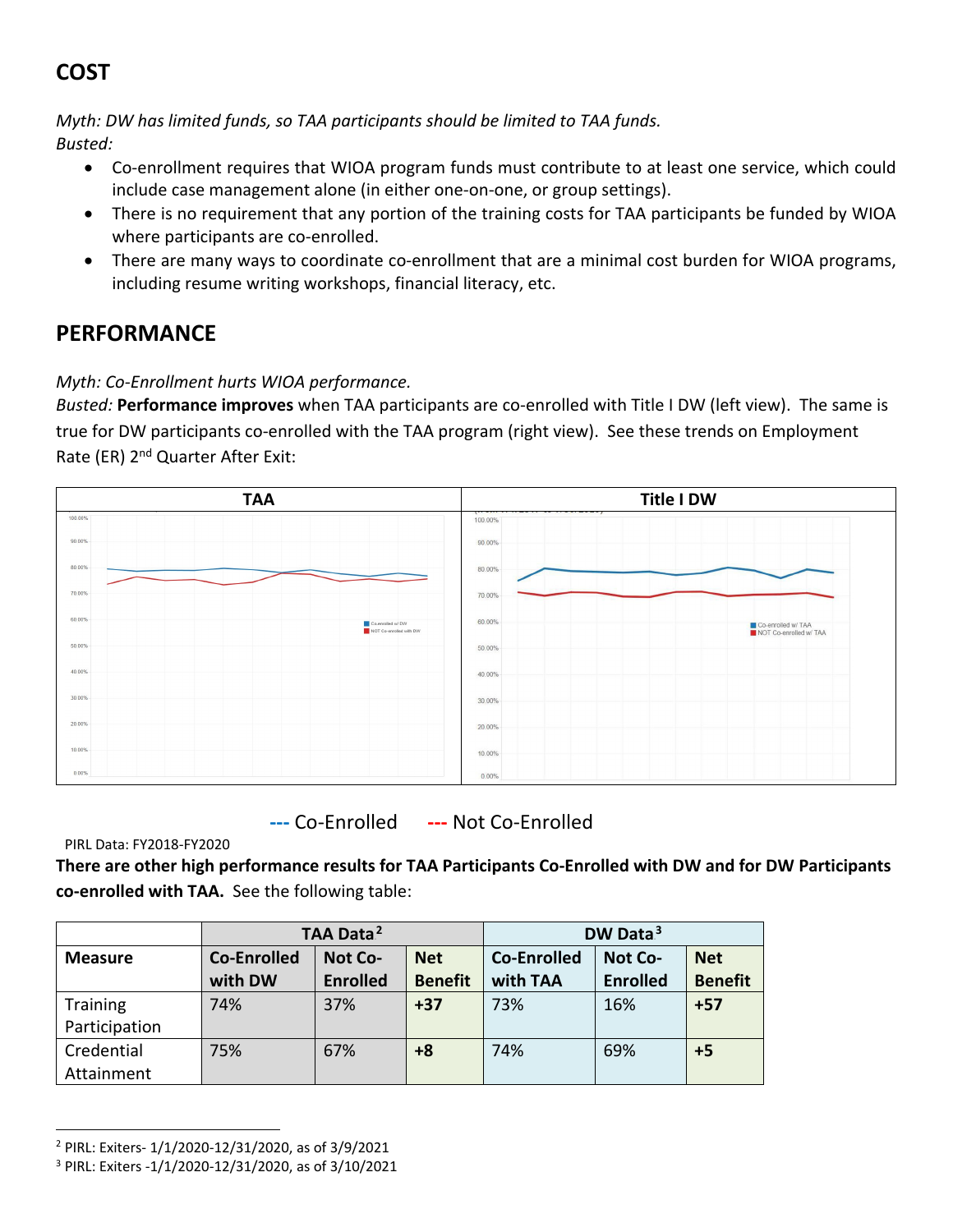## COST

*Myth: DW has limited funds, so TAA participants should be limited to TAA funds.*
*Busted:*

- Co-enrollment requires that WIOA program funds must contribute to at least one service, which could include case management alone (in either one-on-one, or group settings).
- There is no requirement that any portion of the training costs for TAA participants be funded by WIOA where participants are co-enrolled.
- There are many ways to coordinate co-enrollment that are a minimal cost burden for WIOA programs, including resume writing workshops, financial literacy, etc.

## PERFORMANCE

*Myth: Co-Enrollment hurts WIOA performance.*
*Busted:* **Performance improves** when TAA participants are co-enrolled with Title I DW (left view). The same is true for DW participants co-enrolled with the TAA program (right view). See these trends on Employment Rate (ER) 2nd Quarter After Exit:

| TAA | Title I DW |
|---|---|
| | |

--- Co-Enrolled --- Not Co-Enrolled

PIRL Data: FY2018-FY2020

**There are other high performance results for TAA Participants Co-Enrolled with DW and for DW Participants co-enrolled with TAA.** See the following table:

| | TAA Data[2] | | | DW Data[3] | | |
|---|---|---|---|---|---|---|
| **Measure** | **Co-Enrolled with DW** | **Not Co-Enrolled** | **Net Benefit** | **Co-Enrolled with TAA** | **Not Co-Enrolled** | **Net Benefit** |
| Training Participation | 74% | 37% | **+37** | 73% | 16% | **+57** |
| Credential Attainment | 75% | 67% | **+8** | 74% | 69% | **+5** |

[2] PIRL: Exiters- 1/1/2020-12/31/2020, as of 3/9/2021

[3] PIRL: Exiters -1/1/2020-12/31/2020, as of 3/10/2021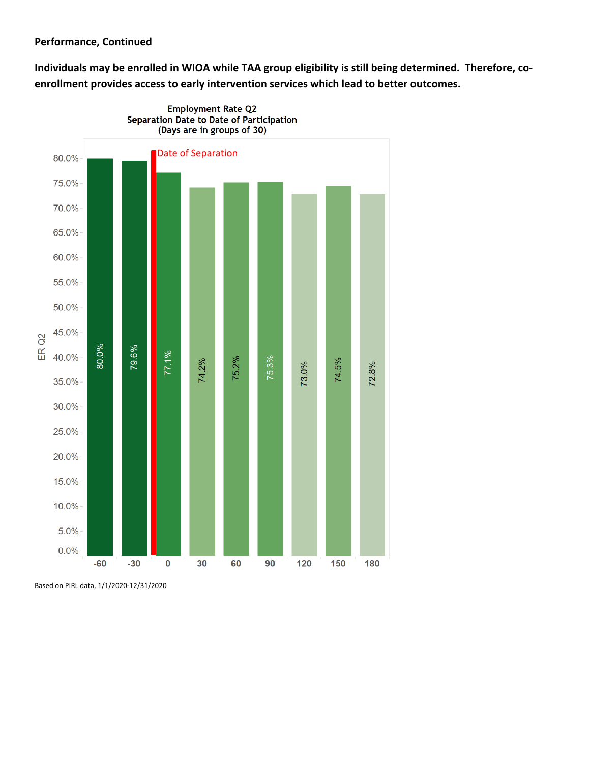**Performance, Continued**

**Individuals may be enrolled in WIOA while TAA group eligibility is still being determined. Therefore, co-enrollment provides access to early intervention services which lead to better outcomes.**

Employment Rate Q2
Separation Date to Date of Participation
(Days are in groups of 30)

| Days (Separation Date to Date of Participation) | ER Q2 |
|---|---|
| -60 | 80.0% |
| -30 | 79.6% |
| 0 (Date of Separation) | 77.1% |
| 30 | 74.2% |
| 60 | 75.2% |
| 90 | 75.3% |
| 120 | 73.0% |
| 150 | 74.5% |
| 180 | 72.8% |

Based on PIRL data, 1/1/2020-12/31/2020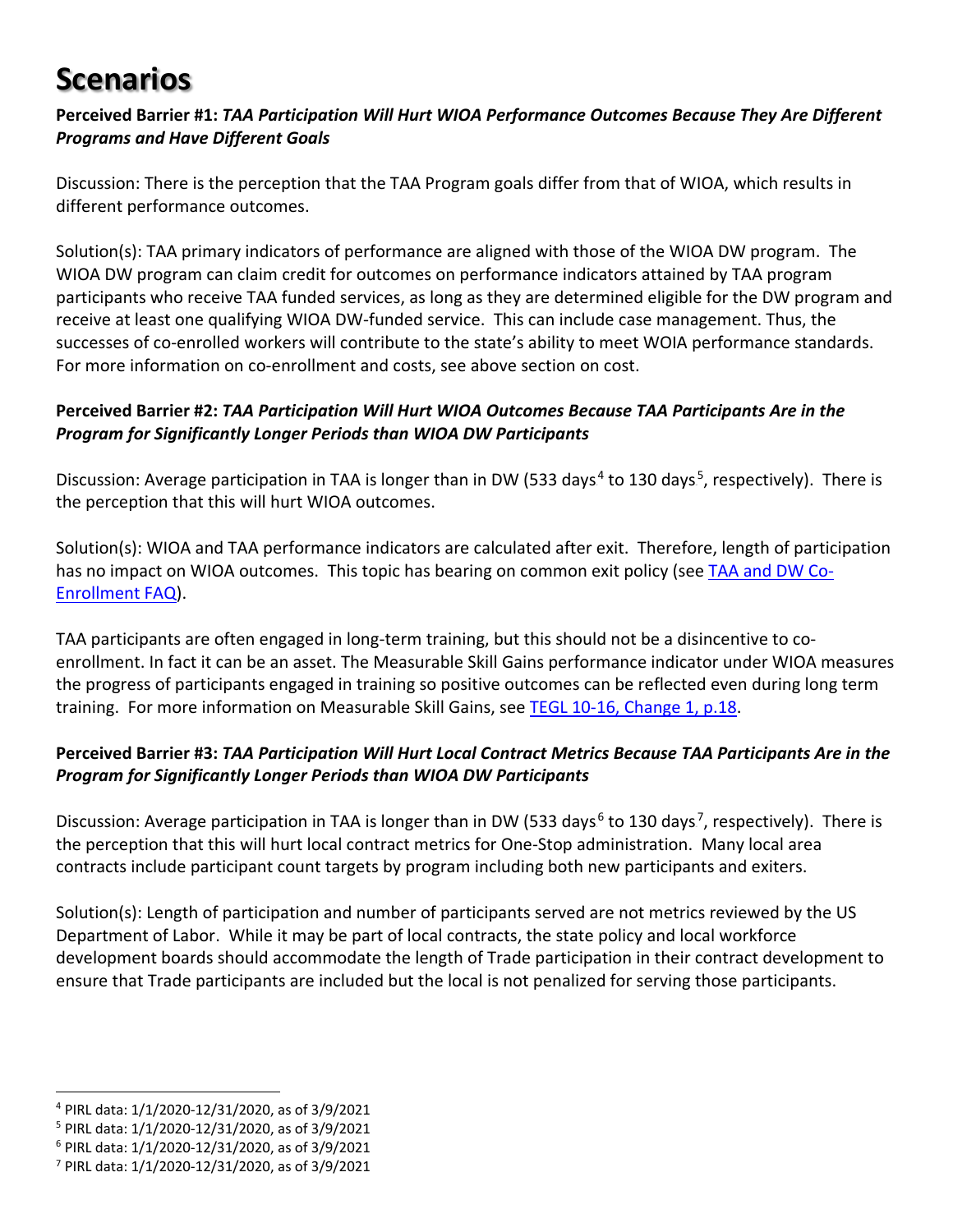# Scenarios

**Perceived Barrier #1:** ***TAA Participation Will Hurt WIOA Performance Outcomes Because They Are Different Programs and Have Different Goals***

Discussion: There is the perception that the TAA Program goals differ from that of WIOA, which results in different performance outcomes.

Solution(s): TAA primary indicators of performance are aligned with those of the WIOA DW program. The WIOA DW program can claim credit for outcomes on performance indicators attained by TAA program participants who receive TAA funded services, as long as they are determined eligible for the DW program and receive at least one qualifying WIOA DW-funded service. This can include case management. Thus, the successes of co-enrolled workers will contribute to the state's ability to meet WOIA performance standards. For more information on co-enrollment and costs, see above section on cost.

**Perceived Barrier #2:** ***TAA Participation Will Hurt WIOA Outcomes Because TAA Participants Are in the Program for Significantly Longer Periods than WIOA DW Participants***

Discussion: Average participation in TAA is longer than in DW (533 days[4] to 130 days[5], respectively). There is the perception that this will hurt WIOA outcomes.

Solution(s): WIOA and TAA performance indicators are calculated after exit. Therefore, length of participation has no impact on WIOA outcomes. This topic has bearing on common exit policy (see [TAA and DW Co-Enrollment FAQ]).

TAA participants are often engaged in long-term training, but this should not be a disincentive to co-enrollment. In fact it can be an asset. The Measurable Skill Gains performance indicator under WIOA measures the progress of participants engaged in training so positive outcomes can be reflected even during long term training. For more information on Measurable Skill Gains, see [TEGL 10-16, Change 1, p.18].

**Perceived Barrier #3:** ***TAA Participation Will Hurt Local Contract Metrics Because TAA Participants Are in the Program for Significantly Longer Periods than WIOA DW Participants***

Discussion: Average participation in TAA is longer than in DW (533 days[6] to 130 days[7], respectively). There is the perception that this will hurt local contract metrics for One-Stop administration. Many local area contracts include participant count targets by program including both new participants and exiters.

Solution(s): Length of participation and number of participants served are not metrics reviewed by the US Department of Labor. While it may be part of local contracts, the state policy and local workforce development boards should accommodate the length of Trade participation in their contract development to ensure that Trade participants are included but the local is not penalized for serving those participants.

---

[4] PIRL data: 1/1/2020-12/31/2020, as of 3/9/2021

[5] PIRL data: 1/1/2020-12/31/2020, as of 3/9/2021

[6] PIRL data: 1/1/2020-12/31/2020, as of 3/9/2021

[7] PIRL data: 1/1/2020-12/31/2020, as of 3/9/2021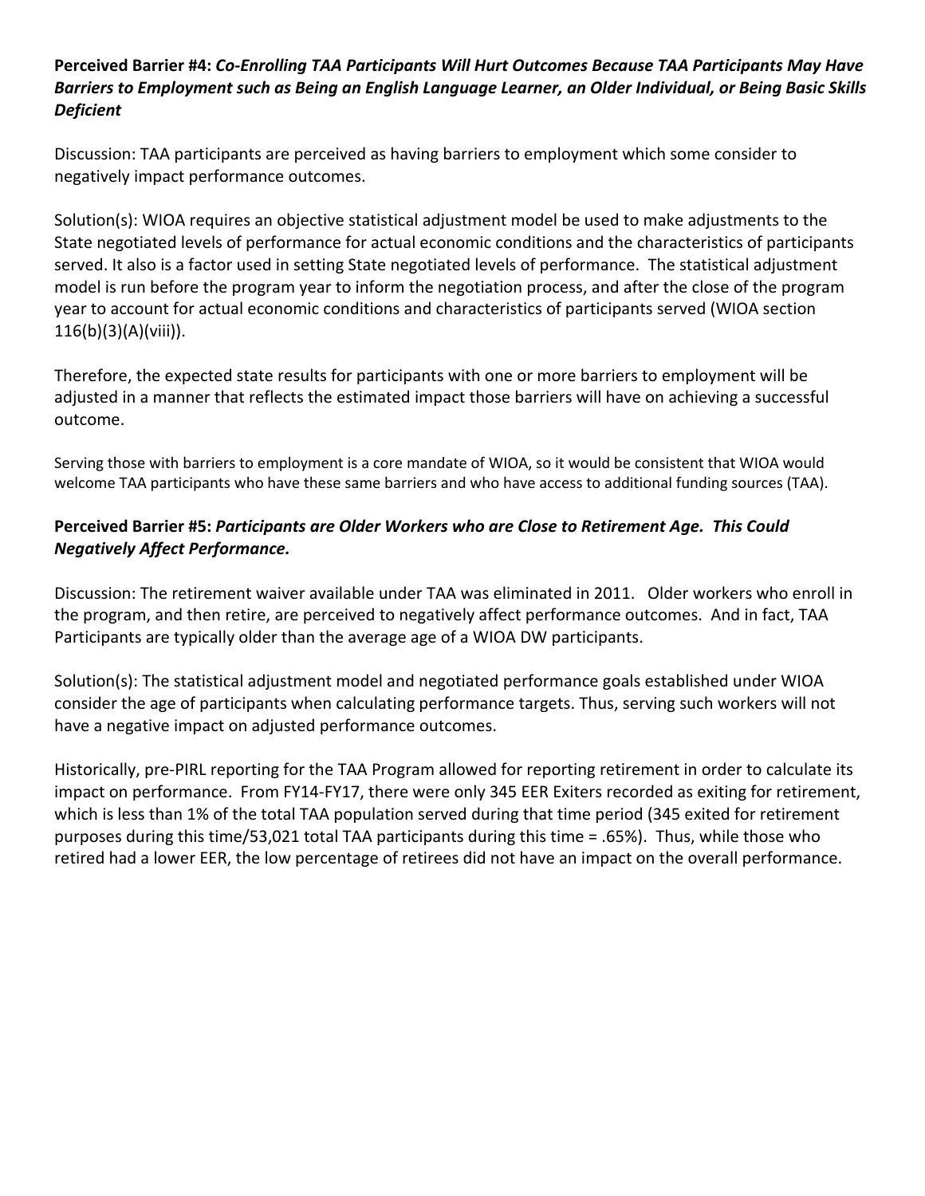**Perceived Barrier #4:** ***Co-Enrolling TAA Participants Will Hurt Outcomes Because TAA Participants May Have Barriers to Employment such as Being an English Language Learner, an Older Individual, or Being Basic Skills Deficient***

Discussion: TAA participants are perceived as having barriers to employment which some consider to negatively impact performance outcomes.

Solution(s): WIOA requires an objective statistical adjustment model be used to make adjustments to the State negotiated levels of performance for actual economic conditions and the characteristics of participants served. It also is a factor used in setting State negotiated levels of performance. The statistical adjustment model is run before the program year to inform the negotiation process, and after the close of the program year to account for actual economic conditions and characteristics of participants served (WIOA section 116(b)(3)(A)(viii)).

Therefore, the expected state results for participants with one or more barriers to employment will be adjusted in a manner that reflects the estimated impact those barriers will have on achieving a successful outcome.

Serving those with barriers to employment is a core mandate of WIOA, so it would be consistent that WIOA would welcome TAA participants who have these same barriers and who have access to additional funding sources (TAA).

**Perceived Barrier #5:** ***Participants are Older Workers who are Close to Retirement Age. This Could Negatively Affect Performance.***

Discussion: The retirement waiver available under TAA was eliminated in 2011. Older workers who enroll in the program, and then retire, are perceived to negatively affect performance outcomes. And in fact, TAA Participants are typically older than the average age of a WIOA DW participants.

Solution(s): The statistical adjustment model and negotiated performance goals established under WIOA consider the age of participants when calculating performance targets. Thus, serving such workers will not have a negative impact on adjusted performance outcomes.

Historically, pre-PIRL reporting for the TAA Program allowed for reporting retirement in order to calculate its impact on performance. From FY14-FY17, there were only 345 EER Exiters recorded as exiting for retirement, which is less than 1% of the total TAA population served during that time period (345 exited for retirement purposes during this time/53,021 total TAA participants during this time = .65%). Thus, while those who retired had a lower EER, the low percentage of retirees did not have an impact on the overall performance.